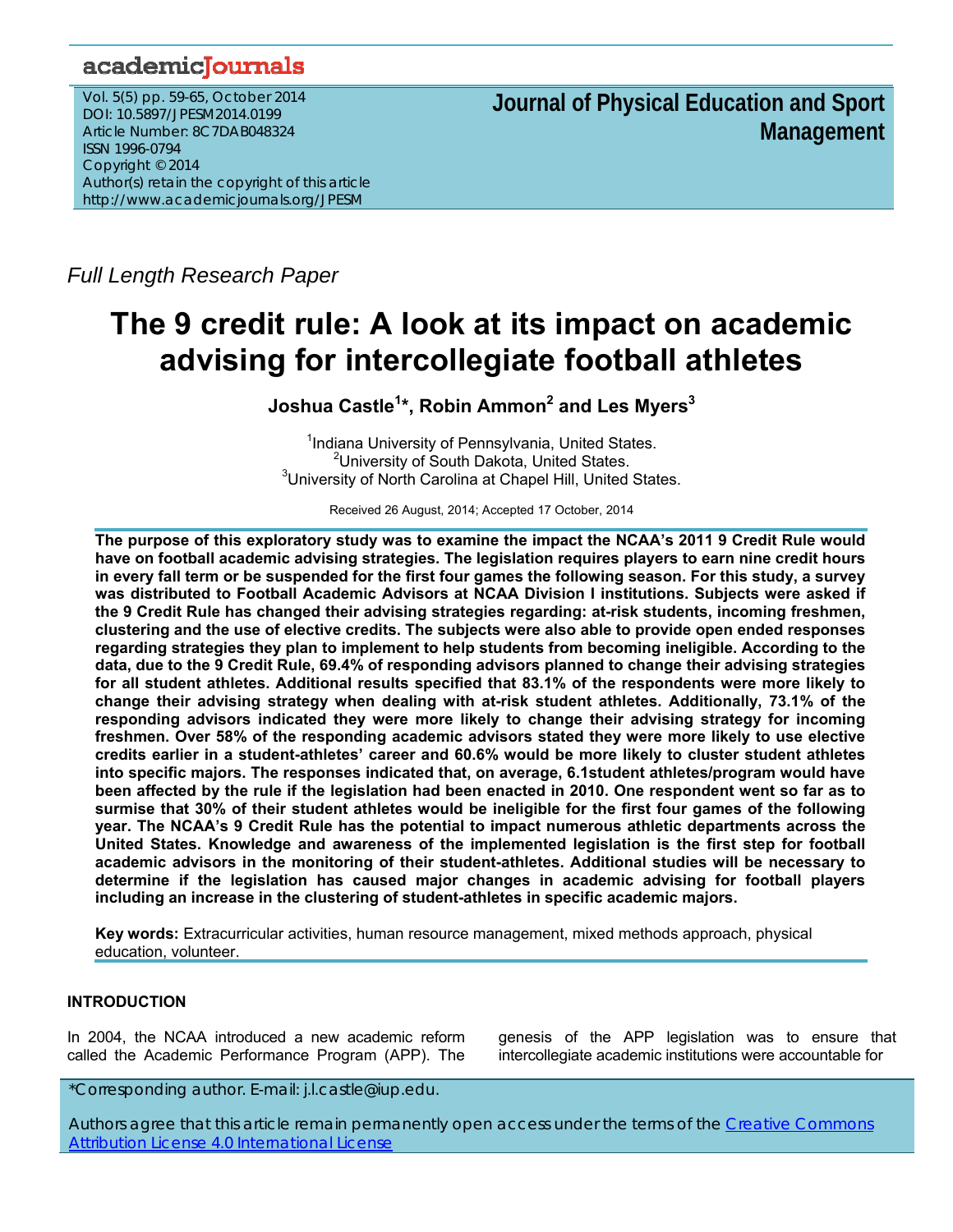academicJournals

Vol. 5(5) pp. 59-65, October 2014
DOI: 10.5897/JPESM2014.0199
Article Number: 8C7DAB048324
ISSN 1996-0794
Copyright © 2014
Author(s) retain the copyright of this article
http://www.academicjournals.org/JPESM

**Journal of Physical Education and Sport Management**

*Full Length Research Paper*

# The 9 credit rule: A look at its impact on academic advising for intercollegiate football athletes

**Joshua Castle[1]\*, Robin Ammon[2] and Les Myers[3]**

[1]Indiana University of Pennsylvania, United States.
[2]University of South Dakota, United States.
[3]University of North Carolina at Chapel Hill, United States.

Received 26 August, 2014; Accepted 17 October, 2014

**The purpose of this exploratory study was to examine the impact the NCAA's 2011 9 Credit Rule would have on football academic advising strategies. The legislation requires players to earn nine credit hours in every fall term or be suspended for the first four games the following season. For this study, a survey was distributed to Football Academic Advisors at NCAA Division I institutions. Subjects were asked if the 9 Credit Rule has changed their advising strategies regarding: at-risk students, incoming freshmen, clustering and the use of elective credits. The subjects were also able to provide open ended responses regarding strategies they plan to implement to help students from becoming ineligible. According to the data, due to the 9 Credit Rule, 69.4% of responding advisors planned to change their advising strategies for all student athletes. Additional results specified that 83.1% of the respondents were more likely to change their advising strategy when dealing with at-risk student athletes. Additionally, 73.1% of the responding advisors indicated they were more likely to change their advising strategy for incoming freshmen. Over 58% of the responding academic advisors stated they were more likely to use elective credits earlier in a student-athletes' career and 60.6% would be more likely to cluster student athletes into specific majors. The responses indicated that, on average, 6.1student athletes/program would have been affected by the rule if the legislation had been enacted in 2010. One respondent went so far as to surmise that 30% of their student athletes would be ineligible for the first four games of the following year. The NCAA's 9 Credit Rule has the potential to impact numerous athletic departments across the United States. Knowledge and awareness of the implemented legislation is the first step for football academic advisors in the monitoring of their student-athletes. Additional studies will be necessary to determine if the legislation has caused major changes in academic advising for football players including an increase in the clustering of student-athletes in specific academic majors.**

**Key words:** Extracurricular activities, human resource management, mixed methods approach, physical education, volunteer.

## INTRODUCTION

In 2004, the NCAA introduced a new academic reform called the Academic Performance Program (APP). The genesis of the APP legislation was to ensure that intercollegiate academic institutions were accountable for

\*Corresponding author. E-mail: j.l.castle@iup.edu.

Authors agree that this article remain permanently open access under the terms of the Creative Commons Attribution License 4.0 International License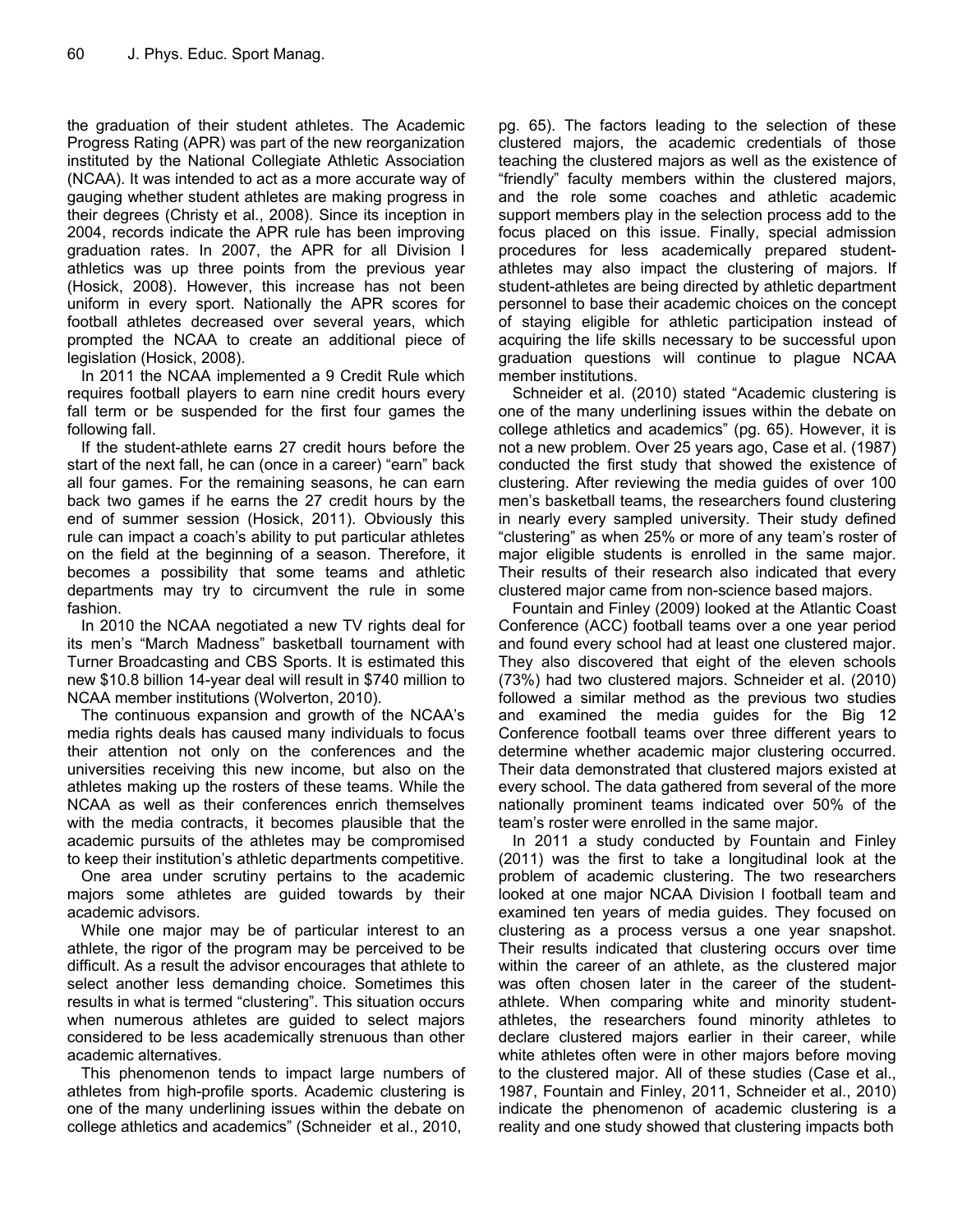the graduation of their student athletes. The Academic Progress Rating (APR) was part of the new reorganization instituted by the National Collegiate Athletic Association (NCAA). It was intended to act as a more accurate way of gauging whether student athletes are making progress in their degrees (Christy et al., 2008). Since its inception in 2004, records indicate the APR rule has been improving graduation rates. In 2007, the APR for all Division I athletics was up three points from the previous year (Hosick, 2008). However, this increase has not been uniform in every sport. Nationally the APR scores for football athletes decreased over several years, which prompted the NCAA to create an additional piece of legislation (Hosick, 2008).

In 2011 the NCAA implemented a 9 Credit Rule which requires football players to earn nine credit hours every fall term or be suspended for the first four games the following fall.

If the student-athlete earns 27 credit hours before the start of the next fall, he can (once in a career) "earn" back all four games. For the remaining seasons, he can earn back two games if he earns the 27 credit hours by the end of summer session (Hosick, 2011). Obviously this rule can impact a coach's ability to put particular athletes on the field at the beginning of a season. Therefore, it becomes a possibility that some teams and athletic departments may try to circumvent the rule in some fashion.

In 2010 the NCAA negotiated a new TV rights deal for its men's "March Madness" basketball tournament with Turner Broadcasting and CBS Sports. It is estimated this new $10.8 billion 14-year deal will result in $740 million to NCAA member institutions (Wolverton, 2010).

The continuous expansion and growth of the NCAA's media rights deals has caused many individuals to focus their attention not only on the conferences and the universities receiving this new income, but also on the athletes making up the rosters of these teams. While the NCAA as well as their conferences enrich themselves with the media contracts, it becomes plausible that the academic pursuits of the athletes may be compromised to keep their institution's athletic departments competitive.

One area under scrutiny pertains to the academic majors some athletes are guided towards by their academic advisors.

While one major may be of particular interest to an athlete, the rigor of the program may be perceived to be difficult. As a result the advisor encourages that athlete to select another less demanding choice. Sometimes this results in what is termed "clustering". This situation occurs when numerous athletes are guided to select majors considered to be less academically strenuous than other academic alternatives.

This phenomenon tends to impact large numbers of athletes from high-profile sports. Academic clustering is one of the many underlining issues within the debate on college athletics and academics" (Schneider et al., 2010, pg. 65). The factors leading to the selection of these clustered majors, the academic credentials of those teaching the clustered majors as well as the existence of "friendly" faculty members within the clustered majors, and the role some coaches and athletic academic support members play in the selection process add to the focus placed on this issue. Finally, special admission procedures for less academically prepared student-athletes may also impact the clustering of majors. If student-athletes are being directed by athletic department personnel to base their academic choices on the concept of staying eligible for athletic participation instead of acquiring the life skills necessary to be successful upon graduation questions will continue to plague NCAA member institutions.

Schneider et al. (2010) stated "Academic clustering is one of the many underlining issues within the debate on college athletics and academics" (pg. 65). However, it is not a new problem. Over 25 years ago, Case et al. (1987) conducted the first study that showed the existence of clustering. After reviewing the media guides of over 100 men's basketball teams, the researchers found clustering in nearly every sampled university. Their study defined "clustering" as when 25% or more of any team's roster of major eligible students is enrolled in the same major. Their results of their research also indicated that every clustered major came from non-science based majors.

Fountain and Finley (2009) looked at the Atlantic Coast Conference (ACC) football teams over a one year period and found every school had at least one clustered major. They also discovered that eight of the eleven schools (73%) had two clustered majors. Schneider et al. (2010) followed a similar method as the previous two studies and examined the media guides for the Big 12 Conference football teams over three different years to determine whether academic major clustering occurred. Their data demonstrated that clustered majors existed at every school. The data gathered from several of the more nationally prominent teams indicated over 50% of the team's roster were enrolled in the same major.

In 2011 a study conducted by Fountain and Finley (2011) was the first to take a longitudinal look at the problem of academic clustering. The two researchers looked at one major NCAA Division I football team and examined ten years of media guides. They focused on clustering as a process versus a one year snapshot. Their results indicated that clustering occurs over time within the career of an athlete, as the clustered major was often chosen later in the career of the student-athlete. When comparing white and minority student-athletes, the researchers found minority athletes to declare clustered majors earlier in their career, while white athletes often were in other majors before moving to the clustered major. All of these studies (Case et al., 1987, Fountain and Finley, 2011, Schneider et al., 2010) indicate the phenomenon of academic clustering is a reality and one study showed that clustering impacts both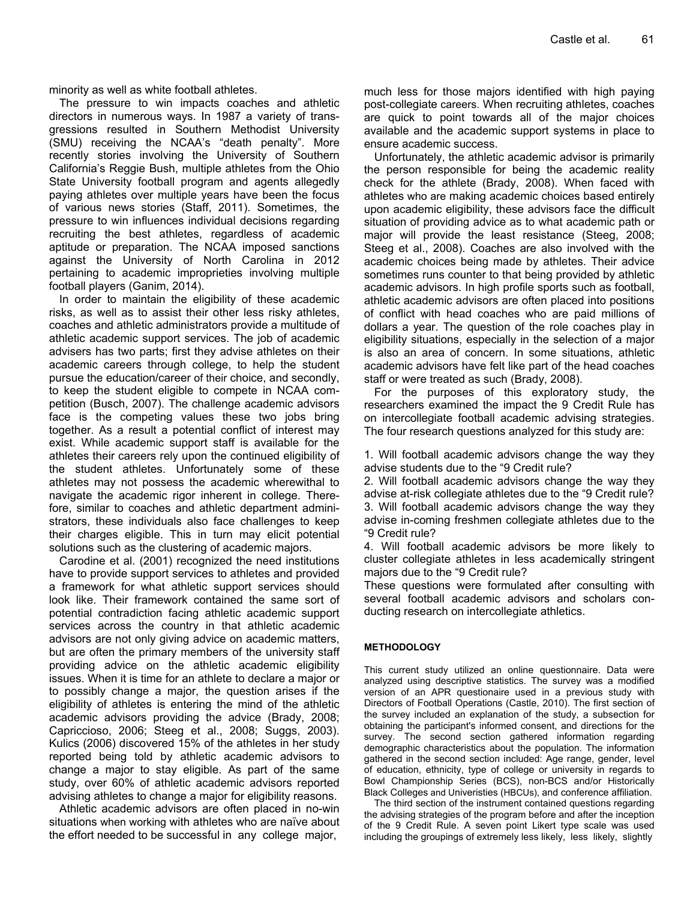minority as well as white football athletes.

The pressure to win impacts coaches and athletic directors in numerous ways. In 1987 a variety of transgressions resulted in Southern Methodist University (SMU) receiving the NCAA's "death penalty". More recently stories involving the University of Southern California's Reggie Bush, multiple athletes from the Ohio State University football program and agents allegedly paying athletes over multiple years have been the focus of various news stories (Staff, 2011). Sometimes, the pressure to win influences individual decisions regarding recruiting the best athletes, regardless of academic aptitude or preparation. The NCAA imposed sanctions against the University of North Carolina in 2012 pertaining to academic improprieties involving multiple football players (Ganim, 2014).

In order to maintain the eligibility of these academic risks, as well as to assist their other less risky athletes, coaches and athletic administrators provide a multitude of athletic academic support services. The job of academic advisers has two parts; first they advise athletes on their academic careers through college, to help the student pursue the education/career of their choice, and secondly, to keep the student eligible to compete in NCAA competition (Busch, 2007). The challenge academic advisors face is the competing values these two jobs bring together. As a result a potential conflict of interest may exist. While academic support staff is available for the athletes their careers rely upon the continued eligibility of the student athletes. Unfortunately some of these athletes may not possess the academic wherewithal to navigate the academic rigor inherent in college. Therefore, similar to coaches and athletic department administrators, these individuals also face challenges to keep their charges eligible. This in turn may elicit potential solutions such as the clustering of academic majors.

Carodine et al. (2001) recognized the need institutions have to provide support services to athletes and provided a framework for what athletic support services should look like. Their framework contained the same sort of potential contradiction facing athletic academic support services across the country in that athletic academic advisors are not only giving advice on academic matters, but are often the primary members of the university staff providing advice on the athletic academic eligibility issues. When it is time for an athlete to declare a major or to possibly change a major, the question arises if the eligibility of athletes is entering the mind of the athletic academic advisors providing the advice (Brady, 2008; Capriccioso, 2006; Steeg et al., 2008; Suggs, 2003). Kulics (2006) discovered 15% of the athletes in her study reported being told by athletic academic advisors to change a major to stay eligible. As part of the same study, over 60% of athletic academic advisors reported advising athletes to change a major for eligibility reasons.

Athletic academic advisors are often placed in no-win situations when working with athletes who are naïve about the effort needed to be successful in any college major, much less for those majors identified with high paying post-collegiate careers. When recruiting athletes, coaches are quick to point towards all of the major choices available and the academic support systems in place to ensure academic success.

Unfortunately, the athletic academic advisor is primarily the person responsible for being the academic reality check for the athlete (Brady, 2008). When faced with athletes who are making academic choices based entirely upon academic eligibility, these advisors face the difficult situation of providing advice as to what academic path or major will provide the least resistance (Steeg, 2008; Steeg et al., 2008). Coaches are also involved with the academic choices being made by athletes. Their advice sometimes runs counter to that being provided by athletic academic advisors. In high profile sports such as football, athletic academic advisors are often placed into positions of conflict with head coaches who are paid millions of dollars a year. The question of the role coaches play in eligibility situations, especially in the selection of a major is also an area of concern. In some situations, athletic academic advisors have felt like part of the head coaches staff or were treated as such (Brady, 2008).

For the purposes of this exploratory study, the researchers examined the impact the 9 Credit Rule has on intercollegiate football academic advising strategies. The four research questions analyzed for this study are:

1. Will football academic advisors change the way they advise students due to the "9 Credit rule?
2. Will football academic advisors change the way they advise at-risk collegiate athletes due to the "9 Credit rule?
3. Will football academic advisors change the way they advise in-coming freshmen collegiate athletes due to the "9 Credit rule?
4. Will football academic advisors be more likely to cluster collegiate athletes in less academically stringent majors due to the "9 Credit rule?

These questions were formulated after consulting with several football academic advisors and scholars conducting research on intercollegiate athletics.

## METHODOLOGY

This current study utilized an online questionnaire. Data were analyzed using descriptive statistics. The survey was a modified version of an APR questionaire used in a previous study with Directors of Football Operations (Castle, 2010). The first section of the survey included an explanation of the study, a subsection for obtaining the participant's informed consent, and directions for the survey. The second section gathered information regarding demographic characteristics about the population. The information gathered in the second section included: Age range, gender, level of education, ethnicity, type of college or university in regards to Bowl Championship Series (BCS), non-BCS and/or Historically Black Colleges and Univeristies (HBCUs), and conference affiliation.

The third section of the instrument contained questions regarding the advising strategies of the program before and after the inception of the 9 Credit Rule. A seven point Likert type scale was used including the groupings of extremely less likely, less likely, slightly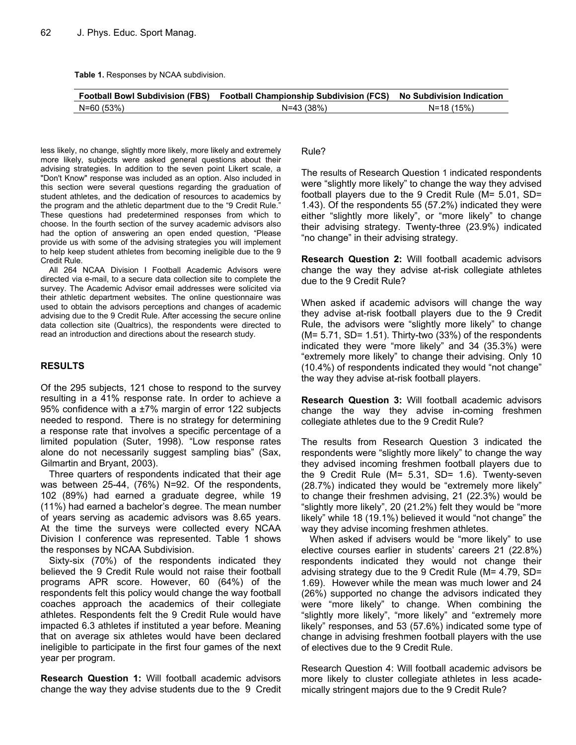**Table 1.** Responses by NCAA subdivision.

| Football Bowl Subdivision (FBS) | Football Championship Subdivision (FCS) | No Subdivision Indication |
|---|---|---|
| N=60 (53%) | N=43 (38%) | N=18 (15%) |

less likely, no change, slightly more likely, more likely and extremely more likely, subjects were asked general questions about their advising strategies. In addition to the seven point Likert scale, a "Don't Know" response was included as an option. Also included in this section were several questions regarding the graduation of student athletes, and the dedication of resources to academics by the program and the athletic department due to the "9 Credit Rule." These questions had predetermined responses from which to choose. In the fourth section of the survey academic advisors also had the option of answering an open ended question, "Please provide us with some of the advising strategies you will implement to help keep student athletes from becoming ineligible due to the 9 Credit Rule.

All 264 NCAA Division I Football Academic Advisors were directed via e-mail, to a secure data collection site to complete the survey. The Academic Advisor email addresses were solicited via their athletic department websites. The online questionnaire was used to obtain the advisors perceptions and changes of academic advising due to the 9 Credit Rule. After accessing the secure online data collection site (Qualtrics), the respondents were directed to read an introduction and directions about the research study.

## RESULTS

Of the 295 subjects, 121 chose to respond to the survey resulting in a 41% response rate. In order to achieve a 95% confidence with a ±7% margin of error 122 subjects needed to respond. There is no strategy for determining a response rate that involves a specific percentage of a limited population (Suter, 1998). "Low response rates alone do not necessarily suggest sampling bias" (Sax, Gilmartin and Bryant, 2003).

Three quarters of respondents indicated that their age was between 25-44, (76%) N=92. Of the respondents, 102 (89%) had earned a graduate degree, while 19 (11%) had earned a bachelor's degree. The mean number of years serving as academic advisors was 8.65 years. At the time the surveys were collected every NCAA Division I conference was represented. Table 1 shows the responses by NCAA Subdivision.

Sixty-six (70%) of the respondents indicated they believed the 9 Credit Rule would not raise their football programs APR score. However, 60 (64%) of the respondents felt this policy would change the way football coaches approach the academics of their collegiate athletes. Respondents felt the 9 Credit Rule would have impacted 6.3 athletes if instituted a year before. Meaning that on average six athletes would have been declared ineligible to participate in the first four games of the next year per program.

**Research Question 1:** Will football academic advisors change the way they advise students due to the 9 Credit Rule?

The results of Research Question 1 indicated respondents were "slightly more likely" to change the way they advised football players due to the 9 Credit Rule (M= 5.01, SD= 1.43). Of the respondents 55 (57.2%) indicated they were either "slightly more likely", or "more likely" to change their advising strategy. Twenty-three (23.9%) indicated "no change" in their advising strategy.

**Research Question 2:** Will football academic advisors change the way they advise at-risk collegiate athletes due to the 9 Credit Rule?

When asked if academic advisors will change the way they advise at-risk football players due to the 9 Credit Rule, the advisors were "slightly more likely" to change (M= 5.71, SD= 1.51). Thirty-two (33%) of the respondents indicated they were "more likely" and 34 (35.3%) were "extremely more likely" to change their advising. Only 10 (10.4%) of respondents indicated they would "not change" the way they advise at-risk football players.

**Research Question 3:** Will football academic advisors change the way they advise in-coming freshmen collegiate athletes due to the 9 Credit Rule?

The results from Research Question 3 indicated the respondents were "slightly more likely" to change the way they advised incoming freshmen football players due to the 9 Credit Rule (M= 5.31, SD= 1.6). Twenty-seven (28.7%) indicated they would be "extremely more likely" to change their freshmen advising, 21 (22.3%) would be "slightly more likely", 20 (21.2%) felt they would be "more likely" while 18 (19.1%) believed it would "not change" the way they advise incoming freshmen athletes.

When asked if advisers would be "more likely" to use elective courses earlier in students' careers 21 (22.8%) respondents indicated they would not change their advising strategy due to the 9 Credit Rule (M= 4.79, SD= 1.69). However while the mean was much lower and 24 (26%) supported no change the advisors indicated they were "more likely" to change. When combining the "slightly more likely", "more likely" and "extremely more likely" responses, and 53 (57.6%) indicated some type of change in advising freshmen football players with the use of electives due to the 9 Credit Rule.

Research Question 4: Will football academic advisors be more likely to cluster collegiate athletes in less academically stringent majors due to the 9 Credit Rule?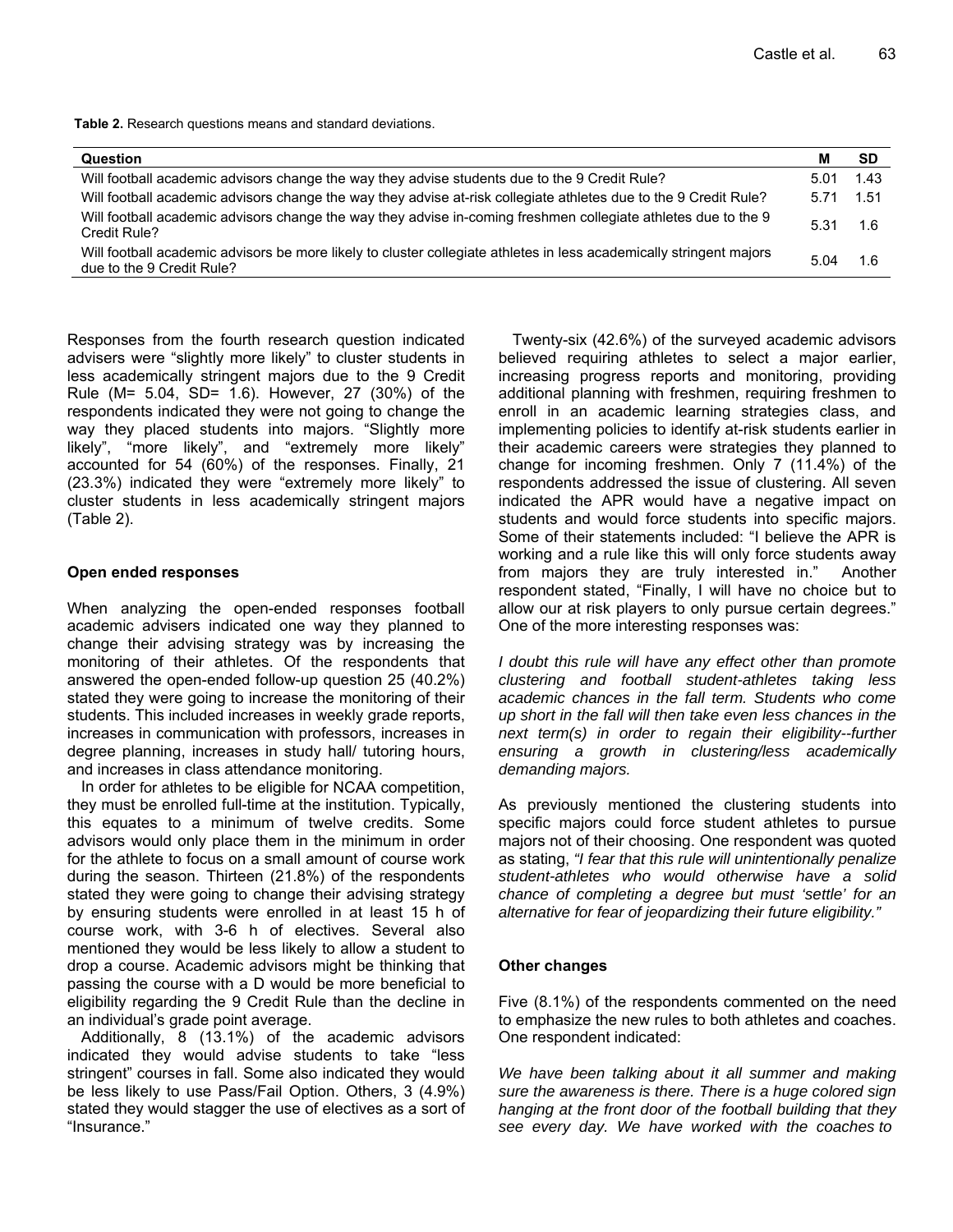**Table 2.** Research questions means and standard deviations.

| Question | M | SD |
|---|---|---|
| Will football academic advisors change the way they advise students due to the 9 Credit Rule? | 5.01 | 1.43 |
| Will football academic advisors change the way they advise at-risk collegiate athletes due to the 9 Credit Rule? | 5.71 | 1.51 |
| Will football academic advisors change the way they advise in-coming freshmen collegiate athletes due to the 9 Credit Rule? | 5.31 | 1.6 |
| Will football academic advisors be more likely to cluster collegiate athletes in less academically stringent majors due to the 9 Credit Rule? | 5.04 | 1.6 |

Responses from the fourth research question indicated advisers were "slightly more likely" to cluster students in less academically stringent majors due to the 9 Credit Rule (M= 5.04, SD= 1.6). However, 27 (30%) of the respondents indicated they were not going to change the way they placed students into majors. "Slightly more likely", "more likely", and "extremely more likely" accounted for 54 (60%) of the responses. Finally, 21 (23.3%) indicated they were "extremely more likely" to cluster students in less academically stringent majors (Table 2).

### Open ended responses

When analyzing the open-ended responses football academic advisers indicated one way they planned to change their advising strategy was by increasing the monitoring of their athletes. Of the respondents that answered the open-ended follow-up question 25 (40.2%) stated they were going to increase the monitoring of their students. This included increases in weekly grade reports, increases in communication with professors, increases in degree planning, increases in study hall/ tutoring hours, and increases in class attendance monitoring.

In order for athletes to be eligible for NCAA competition, they must be enrolled full-time at the institution. Typically, this equates to a minimum of twelve credits. Some advisors would only place them in the minimum in order for the athlete to focus on a small amount of course work during the season. Thirteen (21.8%) of the respondents stated they were going to change their advising strategy by ensuring students were enrolled in at least 15 h of course work, with 3-6 h of electives. Several also mentioned they would be less likely to allow a student to drop a course. Academic advisors might be thinking that passing the course with a D would be more beneficial to eligibility regarding the 9 Credit Rule than the decline in an individual's grade point average.

Additionally, 8 (13.1%) of the academic advisors indicated they would advise students to take "less stringent" courses in fall. Some also indicated they would be less likely to use Pass/Fail Option. Others, 3 (4.9%) stated they would stagger the use of electives as a sort of "Insurance."

Twenty-six (42.6%) of the surveyed academic advisors believed requiring athletes to select a major earlier, increasing progress reports and monitoring, providing additional planning with freshmen, requiring freshmen to enroll in an academic learning strategies class, and implementing policies to identify at-risk students earlier in their academic careers were strategies they planned to change for incoming freshmen. Only 7 (11.4%) of the respondents addressed the issue of clustering. All seven indicated the APR would have a negative impact on students and would force students into specific majors. Some of their statements included: "I believe the APR is working and a rule like this will only force students away from majors they are truly interested in." Another respondent stated, "Finally, I will have no choice but to allow our at risk players to only pursue certain degrees." One of the more interesting responses was:

*I doubt this rule will have any effect other than promote clustering and football student-athletes taking less academic chances in the fall term. Students who come up short in the fall will then take even less chances in the next term(s) in order to regain their eligibility--further ensuring a growth in clustering/less academically demanding majors.*

As previously mentioned the clustering students into specific majors could force student athletes to pursue majors not of their choosing. One respondent was quoted as stating, *"I fear that this rule will unintentionally penalize student-athletes who would otherwise have a solid chance of completing a degree but must 'settle' for an alternative for fear of jeopardizing their future eligibility."*

### Other changes

Five (8.1%) of the respondents commented on the need to emphasize the new rules to both athletes and coaches. One respondent indicated:

*We have been talking about it all summer and making sure the awareness is there. There is a huge colored sign hanging at the front door of the football building that they see every day. We have worked with the coaches to*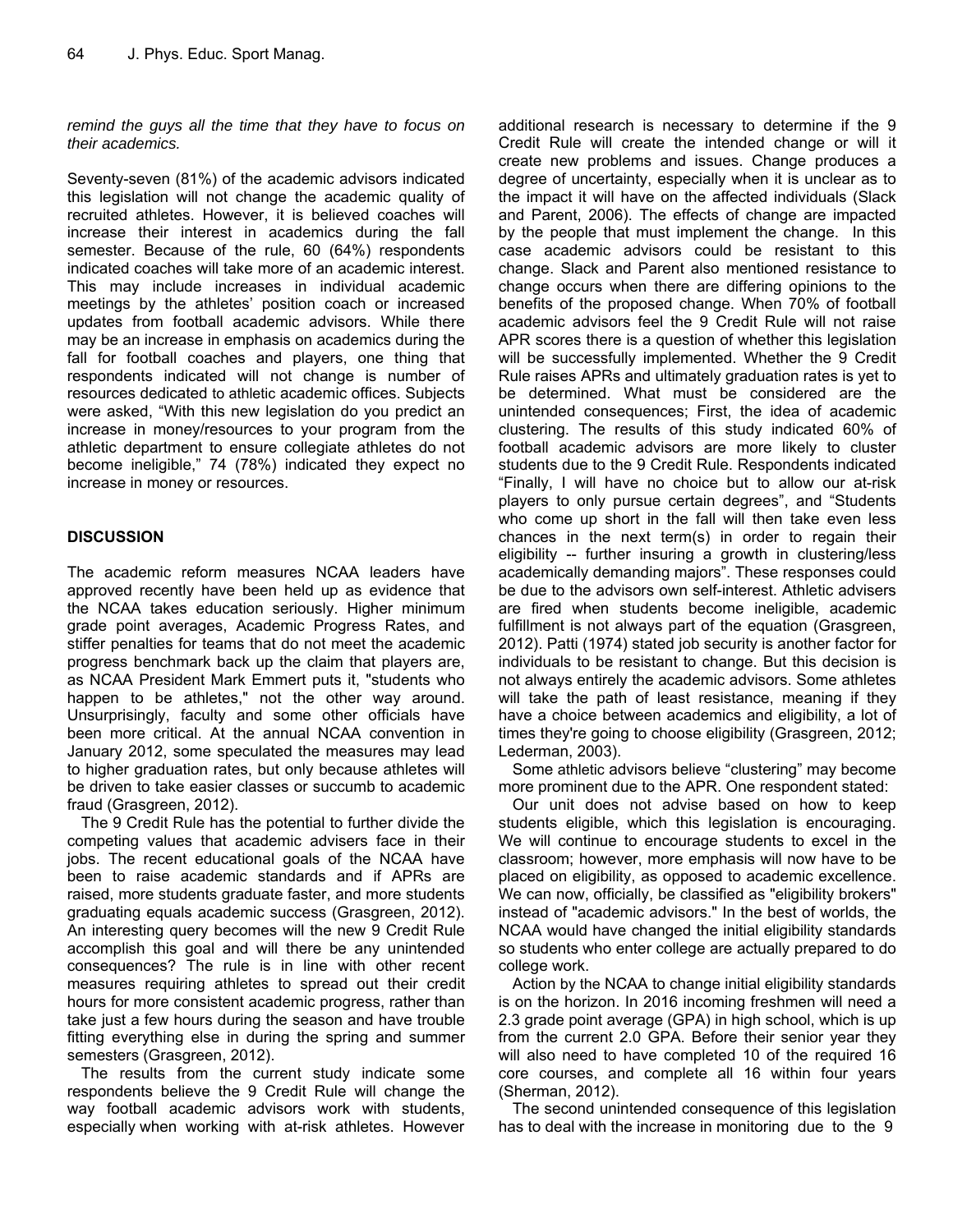*remind the guys all the time that they have to focus on their academics.*

Seventy-seven (81%) of the academic advisors indicated this legislation will not change the academic quality of recruited athletes. However, it is believed coaches will increase their interest in academics during the fall semester. Because of the rule, 60 (64%) respondents indicated coaches will take more of an academic interest. This may include increases in individual academic meetings by the athletes' position coach or increased updates from football academic advisors. While there may be an increase in emphasis on academics during the fall for football coaches and players, one thing that respondents indicated will not change is number of resources dedicated to athletic academic offices. Subjects were asked, "With this new legislation do you predict an increase in money/resources to your program from the athletic department to ensure collegiate athletes do not become ineligible," 74 (78%) indicated they expect no increase in money or resources.

## DISCUSSION

The academic reform measures NCAA leaders have approved recently have been held up as evidence that the NCAA takes education seriously. Higher minimum grade point averages, Academic Progress Rates, and stiffer penalties for teams that do not meet the academic progress benchmark back up the claim that players are, as NCAA President Mark Emmert puts it, "students who happen to be athletes," not the other way around. Unsurprisingly, faculty and some other officials have been more critical. At the annual NCAA convention in January 2012, some speculated the measures may lead to higher graduation rates, but only because athletes will be driven to take easier classes or succumb to academic fraud (Grasgreen, 2012).

The 9 Credit Rule has the potential to further divide the competing values that academic advisers face in their jobs. The recent educational goals of the NCAA have been to raise academic standards and if APRs are raised, more students graduate faster, and more students graduating equals academic success (Grasgreen, 2012). An interesting query becomes will the new 9 Credit Rule accomplish this goal and will there be any unintended consequences? The rule is in line with other recent measures requiring athletes to spread out their credit hours for more consistent academic progress, rather than take just a few hours during the season and have trouble fitting everything else in during the spring and summer semesters (Grasgreen, 2012).

The results from the current study indicate some respondents believe the 9 Credit Rule will change the way football academic advisors work with students, especially when working with at-risk athletes. However additional research is necessary to determine if the 9 Credit Rule will create the intended change or will it create new problems and issues. Change produces a degree of uncertainty, especially when it is unclear as to the impact it will have on the affected individuals (Slack and Parent, 2006). The effects of change are impacted by the people that must implement the change. In this case academic advisors could be resistant to this change. Slack and Parent also mentioned resistance to change occurs when there are differing opinions to the benefits of the proposed change. When 70% of football academic advisors feel the 9 Credit Rule will not raise APR scores there is a question of whether this legislation will be successfully implemented. Whether the 9 Credit Rule raises APRs and ultimately graduation rates is yet to be determined. What must be considered are the unintended consequences; First, the idea of academic clustering. The results of this study indicated 60% of football academic advisors are more likely to cluster students due to the 9 Credit Rule. Respondents indicated "Finally, I will have no choice but to allow our at-risk players to only pursue certain degrees", and "Students who come up short in the fall will then take even less chances in the next term(s) in order to regain their eligibility -- further insuring a growth in clustering/less academically demanding majors". These responses could be due to the advisors own self-interest. Athletic advisers are fired when students become ineligible, academic fulfillment is not always part of the equation (Grasgreen, 2012). Patti (1974) stated job security is another factor for individuals to be resistant to change. But this decision is not always entirely the academic advisors. Some athletes will take the path of least resistance, meaning if they have a choice between academics and eligibility, a lot of times they're going to choose eligibility (Grasgreen, 2012; Lederman, 2003).

Some athletic advisors believe "clustering" may become more prominent due to the APR. One respondent stated:

Our unit does not advise based on how to keep students eligible, which this legislation is encouraging. We will continue to encourage students to excel in the classroom; however, more emphasis will now have to be placed on eligibility, as opposed to academic excellence. We can now, officially, be classified as "eligibility brokers" instead of "academic advisors." In the best of worlds, the NCAA would have changed the initial eligibility standards so students who enter college are actually prepared to do college work.

Action by the NCAA to change initial eligibility standards is on the horizon. In 2016 incoming freshmen will need a 2.3 grade point average (GPA) in high school, which is up from the current 2.0 GPA. Before their senior year they will also need to have completed 10 of the required 16 core courses, and complete all 16 within four years (Sherman, 2012).

The second unintended consequence of this legislation has to deal with the increase in monitoring due to the 9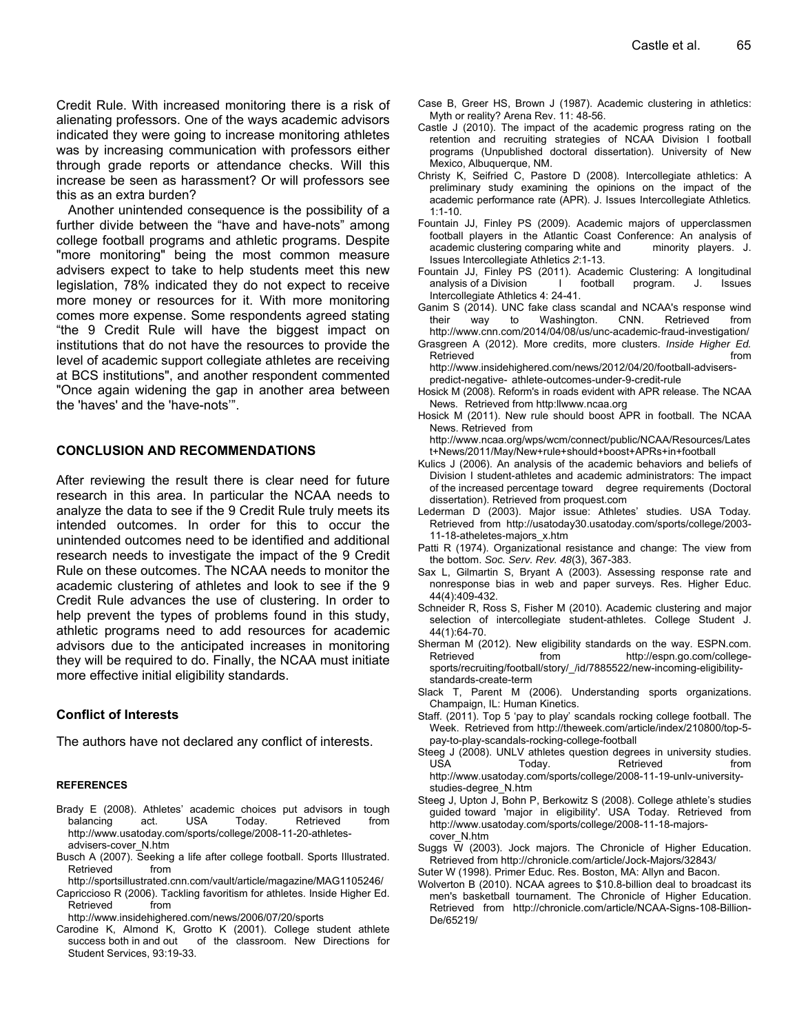Credit Rule. With increased monitoring there is a risk of alienating professors. One of the ways academic advisors indicated they were going to increase monitoring athletes was by increasing communication with professors either through grade reports or attendance checks. Will this increase be seen as harassment? Or will professors see this as an extra burden?

Another unintended consequence is the possibility of a further divide between the "have and have-nots" among college football programs and athletic programs. Despite "more monitoring" being the most common measure advisers expect to take to help students meet this new legislation, 78% indicated they do not expect to receive more money or resources for it. With more monitoring comes more expense. Some respondents agreed stating "the 9 Credit Rule will have the biggest impact on institutions that do not have the resources to provide the level of academic support collegiate athletes are receiving at BCS institutions", and another respondent commented "Once again widening the gap in another area between the 'haves' and the 'have-nots'".

## CONCLUSION AND RECOMMENDATIONS

After reviewing the result there is clear need for future research in this area. In particular the NCAA needs to analyze the data to see if the 9 Credit Rule truly meets its intended outcomes. In order for this to occur the unintended outcomes need to be identified and additional research needs to investigate the impact of the 9 Credit Rule on these outcomes. The NCAA needs to monitor the academic clustering of athletes and look to see if the 9 Credit Rule advances the use of clustering. In order to help prevent the types of problems found in this study, athletic programs need to add resources for academic advisors due to the anticipated increases in monitoring they will be required to do. Finally, the NCAA must initiate more effective initial eligibility standards.

### Conflict of Interests

The authors have not declared any conflict of interests.

#### REFERENCES

Brady E (2008). Athletes' academic choices put advisors in tough balancing act. USA Today. Retrieved from http://www.usatoday.com/sports/college/2008-11-20-athletes-advisers-cover_N.htm

Busch A (2007). Seeking a life after college football. Sports Illustrated. Retrieved from http://sportsillustrated.cnn.com/vault/article/magazine/MAG1105246/

Capriccioso R (2006). Tackling favoritism for athletes. Inside Higher Ed. Retrieved from http://www.insidehighered.com/news/2006/07/20/sports

Carodine K, Almond K, Grotto K (2001). College student athlete success both in and out of the classroom. New Directions for Student Services, 93:19-33.

Case B, Greer HS, Brown J (1987). Academic clustering in athletics: Myth or reality? Arena Rev. 11: 48-56.

Castle J (2010). The impact of the academic progress rating on the retention and recruiting strategies of NCAA Division I football programs (Unpublished doctoral dissertation). University of New Mexico, Albuquerque, NM.

Christy K, Seifried C, Pastore D (2008). Intercollegiate athletics: A preliminary study examining the opinions on the impact of the academic performance rate (APR). J. Issues Intercollegiate Athletics*.* 1:1-10.

Fountain JJ, Finley PS (2009). Academic majors of upperclassmen football players in the Atlantic Coast Conference: An analysis of academic clustering comparing white and minority players. J. Issues Intercollegiate Athletics *2*:1-13.

Fountain JJ, Finley PS (2011). Academic Clustering: A longitudinal analysis of a Division I football program. J. Issues Intercollegiate Athletics 4: 24-41.

Ganim S (2014). UNC fake class scandal and NCAA's response wind their way to Washington. CNN. Retrieved from http://www.cnn.com/2014/04/08/us/unc-academic-fraud-investigation/

Grasgreen A (2012). More credits, more clusters. *Inside Higher Ed.* Retrieved from http://www.insidehighered.com/news/2012/04/20/football-advisers-predict-negative- athlete-outcomes-under-9-credit-rule

Hosick M (2008). Reform's in roads evident with APR release. The NCAA News. Retrieved from http:llwww.ncaa.org

Hosick M (2011). New rule should boost APR in football. The NCAA News. Retrieved from http://www.ncaa.org/wps/wcm/connect/public/NCAA/Resources/Latest+News/2011/May/New+rule+should+boost+APRs+in+football

Kulics J (2006). An analysis of the academic behaviors and beliefs of Division I student-athletes and academic administrators: The impact of the increased percentage toward degree requirements (Doctoral dissertation). Retrieved from proquest.com

Lederman D (2003). Major issue: Athletes' studies. USA Today. Retrieved from http://usatoday30.usatoday.com/sports/college/2003-11-18-atheletes-majors_x.htm

Patti R (1974). Organizational resistance and change: The view from the bottom. *Soc. Serv. Rev. 48*(3), 367-383.

Sax L, Gilmartin S, Bryant A (2003). Assessing response rate and nonresponse bias in web and paper surveys. Res. Higher Educ. 44(4):409-432.

Schneider R, Ross S, Fisher M (2010). Academic clustering and major selection of intercollegiate student-athletes. College Student J. 44(1):64-70.

Sherman M (2012). New eligibility standards on the way. ESPN.com. Retrieved from http://espn.go.com/college-sports/recruiting/football/story/_/id/7885522/new-incoming-eligibility-standards-create-term

Slack T, Parent M (2006). Understanding sports organizations. Champaign, IL: Human Kinetics.

Staff. (2011). Top 5 'pay to play' scandals rocking college football. The Week. Retrieved from http://theweek.com/article/index/210800/top-5-pay-to-play-scandals-rocking-college-football

Steeg J (2008). UNLV athletes question degrees in university studies. USA Today. Retrieved from http://www.usatoday.com/sports/college/2008-11-19-unlv-university-studies-degree_N.htm

Steeg J, Upton J, Bohn P, Berkowitz S (2008). College athlete's studies guided toward 'major in eligibility'. USA Today. Retrieved from http://www.usatoday.com/sports/college/2008-11-18-majors-cover_N.htm

Suggs W (2003). Jock majors. The Chronicle of Higher Education. Retrieved from http://chronicle.com/article/Jock-Majors/32843/

Suter W (1998). Primer Educ. Res. Boston, MA: Allyn and Bacon.

Wolverton B (2010). NCAA agrees to $10.8-billion deal to broadcast its men's basketball tournament. The Chronicle of Higher Education. Retrieved from http://chronicle.com/article/NCAA-Signs-108-Billion-De/65219/